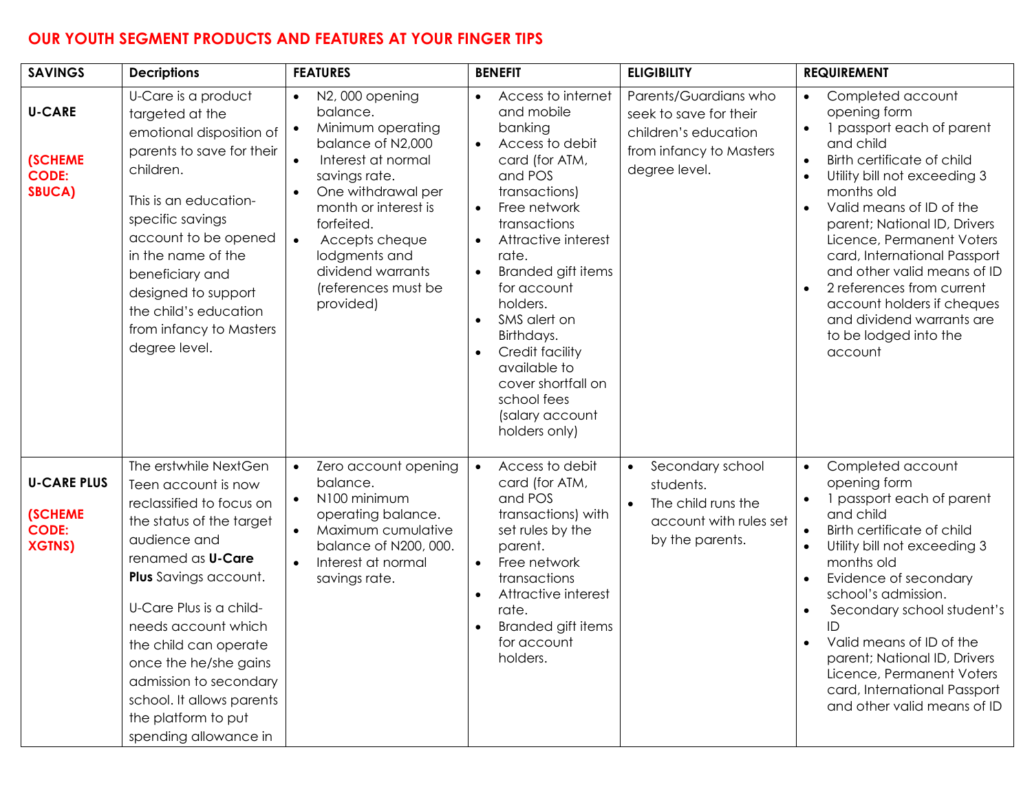## OUR YOUTH SEGMENT PRODUCTS AND FEATURES AT YOUR FINGER TIPS

| SAVINGS | Decriptions | FEATURES | BENEFIT | ELIGIBILITY | REQUIREMENT |
|---|---|---|---|---|---|
| **U-CARE**<br><br>**(SCHEME CODE: SBUCA)** | U-Care is a product targeted at the emotional disposition of parents to save for their children.<br><br>This is an education-specific savings account to be opened in the name of the beneficiary and designed to support the child's education from infancy to Masters degree level. | • N2, 000 opening balance.<br>• Minimum operating balance of N2,000<br>• Interest at normal savings rate.<br>• One withdrawal per month or interest is forfeited.<br>• Accepts cheque lodgments and dividend warrants (references must be provided) | • Access to internet and mobile banking<br>• Access to debit card (for ATM, and POS transactions)<br>• Free network transactions<br>• Attractive interest rate.<br>• Branded gift items for account holders.<br>• SMS alert on Birthdays.<br>• Credit facility available to cover shortfall on school fees (salary account holders only) | Parents/Guardians who seek to save for their children's education from infancy to Masters degree level. | • Completed account opening form<br>• 1 passport each of parent and child<br>• Birth certificate of child<br>• Utility bill not exceeding 3 months old<br>• Valid means of ID of the parent; National ID, Drivers Licence, Permanent Voters card, International Passport and other valid means of ID<br>• 2 references from current account holders if cheques and dividend warrants are to be lodged into the account |
| **U-CARE PLUS**<br><br>**(SCHEME CODE: XGTNS)** | The erstwhile NextGen Teen account is now reclassified to focus on the status of the target audience and renamed as **U-Care Plus** Savings account.<br><br>U-Care Plus is a child-needs account which the child can operate once the he/she gains admission to secondary school. It allows parents the platform to put spending allowance in | • Zero account opening balance.<br>• N100 minimum operating balance.<br>• Maximum cumulative balance of N200, 000.<br>• Interest at normal savings rate. | • Access to debit card (for ATM, and POS transactions) with set rules by the parent.<br>• Free network transactions<br>• Attractive interest rate.<br>• Branded gift items for account holders. | • Secondary school students.<br>• The child runs the account with rules set by the parents. | • Completed account opening form<br>• 1 passport each of parent and child<br>• Birth certificate of child<br>• Utility bill not exceeding 3 months old<br>• Evidence of secondary school's admission.<br>• Secondary school student's ID<br>• Valid means of ID of the parent; National ID, Drivers Licence, Permanent Voters card, International Passport and other valid means of ID |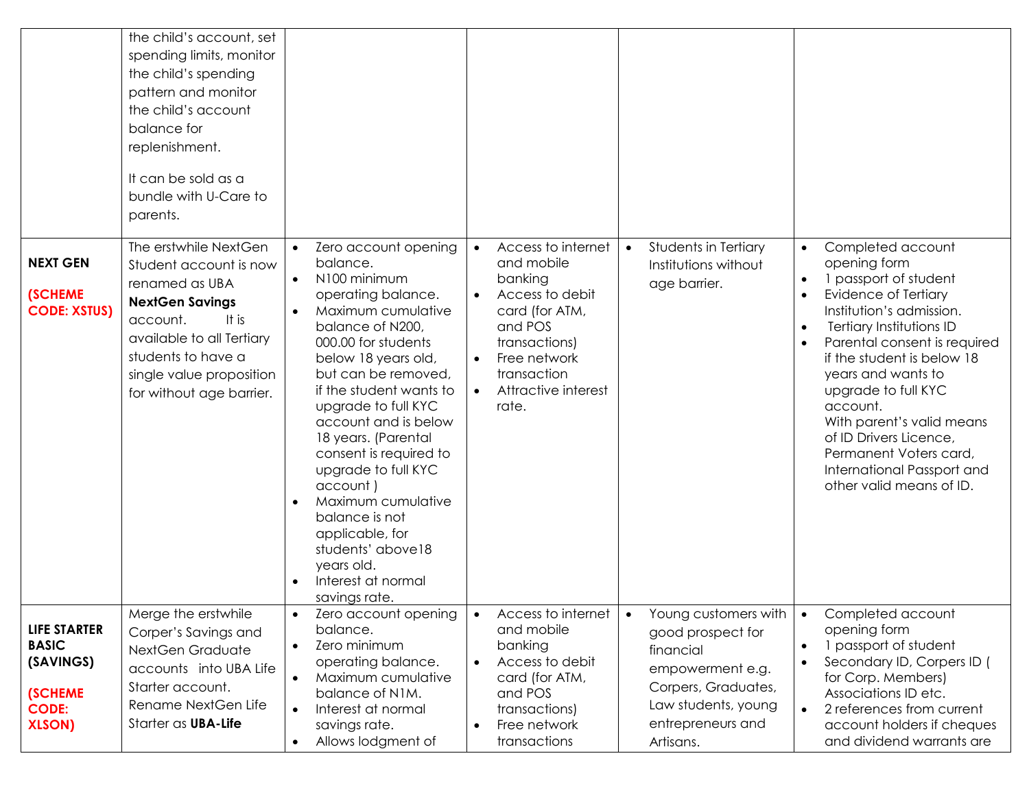| | | | | | |
|---|---|---|---|---|---|
| | the child's account, set spending limits, monitor the child's spending pattern and monitor the child's account balance for replenishment.<br><br>It can be sold as a bundle with U-Care to parents. | | | | |
| **NEXT GEN**<br><br>**(SCHEME CODE: XSTUS)** | The erstwhile NextGen Student account is now renamed as UBA **NextGen Savings** account. It is available to all Tertiary students to have a single value proposition for without age barrier. | • Zero account opening balance.<br>• N100 minimum operating balance.<br>• Maximum cumulative balance of N200, 000.00 for students below 18 years old, but can be removed, if the student wants to upgrade to full KYC account and is below 18 years. (Parental consent is required to upgrade to full KYC account )<br>• Maximum cumulative balance is not applicable, for students' above18 years old.<br>• Interest at normal savings rate. | • Access to internet and mobile banking<br>• Access to debit card (for ATM, and POS transactions)<br>• Free network transaction<br>• Attractive interest rate. | • Students in Tertiary Institutions without age barrier. | • Completed account opening form<br>• 1 passport of student<br>• Evidence of Tertiary Institution's admission.<br>• Tertiary Institutions ID<br>• Parental consent is required if the student is below 18 years and wants to upgrade to full KYC account. With parent's valid means of ID Drivers Licence, Permanent Voters card, International Passport and other valid means of ID. |
| **LIFE STARTER BASIC (SAVINGS)**<br><br>**(SCHEME CODE: XLSON)** | Merge the erstwhile Corper's Savings and NextGen Graduate accounts into UBA Life Starter account. Rename NextGen Life Starter as **UBA-Life** | • Zero account opening balance.<br>• Zero minimum operating balance.<br>• Maximum cumulative balance of N1M.<br>• Interest at normal savings rate.<br>• Allows lodgment of | • Access to internet and mobile banking<br>• Access to debit card (for ATM, and POS transactions)<br>• Free network transactions | • Young customers with good prospect for financial empowerment e.g. Corpers, Graduates, Law students, young entrepreneurs and Artisans. | • Completed account opening form<br>• 1 passport of student<br>• Secondary ID, Corpers ID ( for Corp. Members) Associations ID etc.<br>• 2 references from current account holders if cheques and dividend warrants are |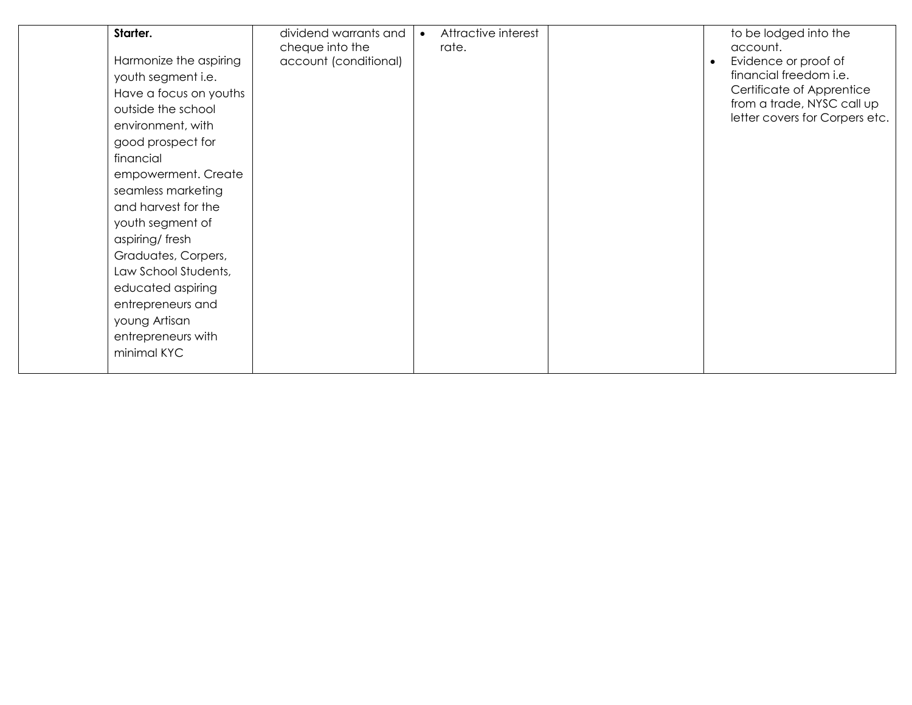| | | | | | |
|---|---|---|---|---|---|
| | **Starter.**<br><br>Harmonize the aspiring youth segment i.e. Have a focus on youths outside the school environment, with good prospect for financial empowerment. Create seamless marketing and harvest for the youth segment of aspiring/ fresh Graduates, Corpers, Law School Students, educated aspiring entrepreneurs and young Artisan entrepreneurs with minimal KYC | dividend warrants and cheque into the account (conditional) | • Attractive interest rate. | | to be lodged into the account.<br>• Evidence or proof of financial freedom i.e. Certificate of Apprentice from a trade, NYSC call up letter covers for Corpers etc. |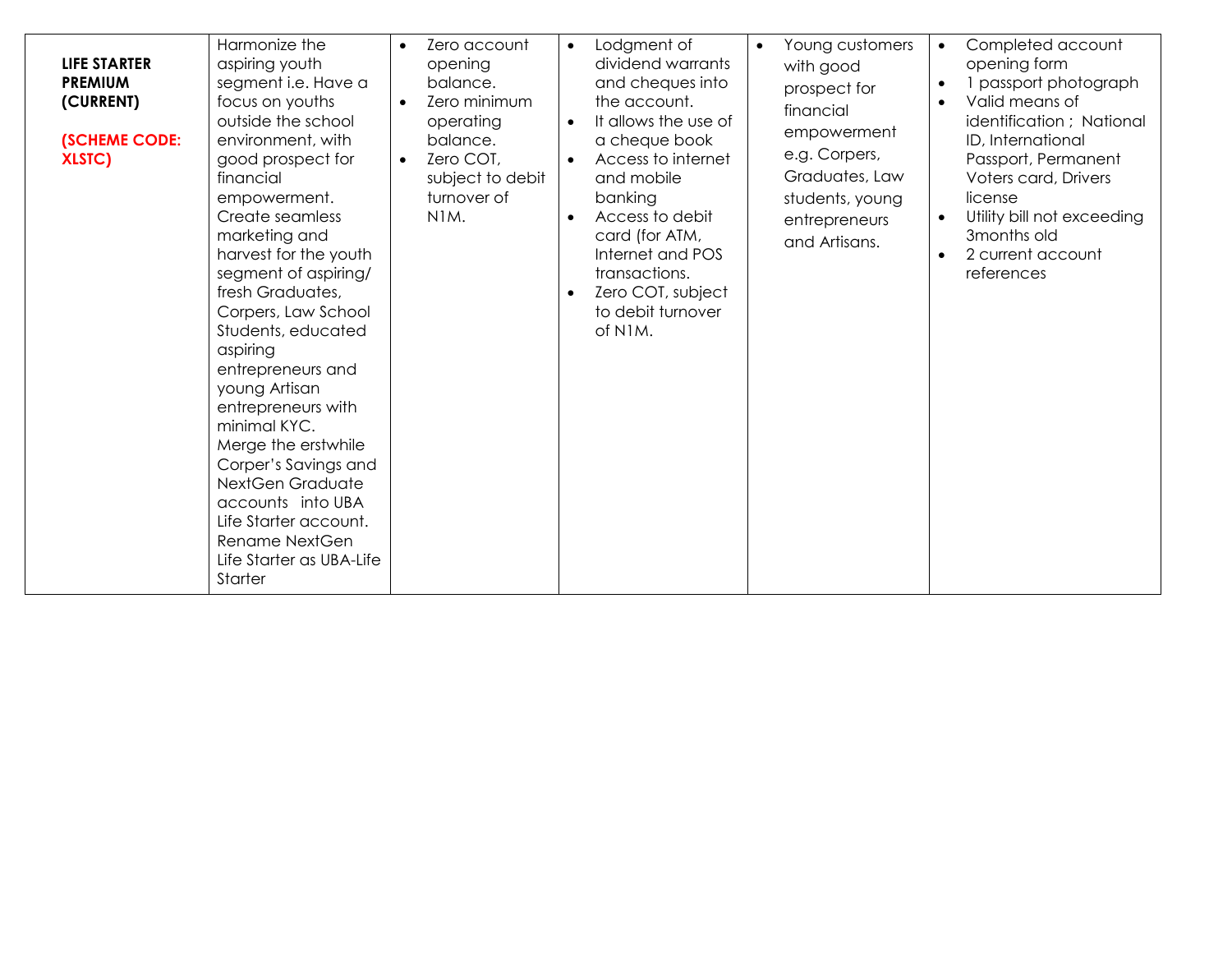| | | | | | |
|---|---|---|---|---|---|
| **LIFE STARTER PREMIUM (CURRENT)**<br><br>**(SCHEME CODE: XLSTC)** | Harmonize the aspiring youth segment i.e. Have a focus on youths outside the school environment, with good prospect for financial empowerment. Create seamless marketing and harvest for the youth segment of aspiring/ fresh Graduates, Corpers, Law School Students, educated aspiring entrepreneurs and young Artisan entrepreneurs with minimal KYC. Merge the erstwhile Corper's Savings and NextGen Graduate accounts into UBA Life Starter account. Rename NextGen Life Starter as UBA-Life Starter | • Zero account opening balance.<br>• Zero minimum operating balance.<br>• Zero COT, subject to debit turnover of N1M. | • Lodgment of dividend warrants and cheques into the account.<br>• It allows the use of a cheque book<br>• Access to internet and mobile banking<br>• Access to debit card (for ATM, Internet and POS transactions.<br>• Zero COT, subject to debit turnover of N1M. | • Young customers with good prospect for financial empowerment e.g. Corpers, Graduates, Law students, young entrepreneurs and Artisans. | • Completed account opening form<br>• 1 passport photograph<br>• Valid means of identification ; National ID, International Passport, Permanent Voters card, Drivers license<br>• Utility bill not exceeding 3months old<br>• 2 current account references |